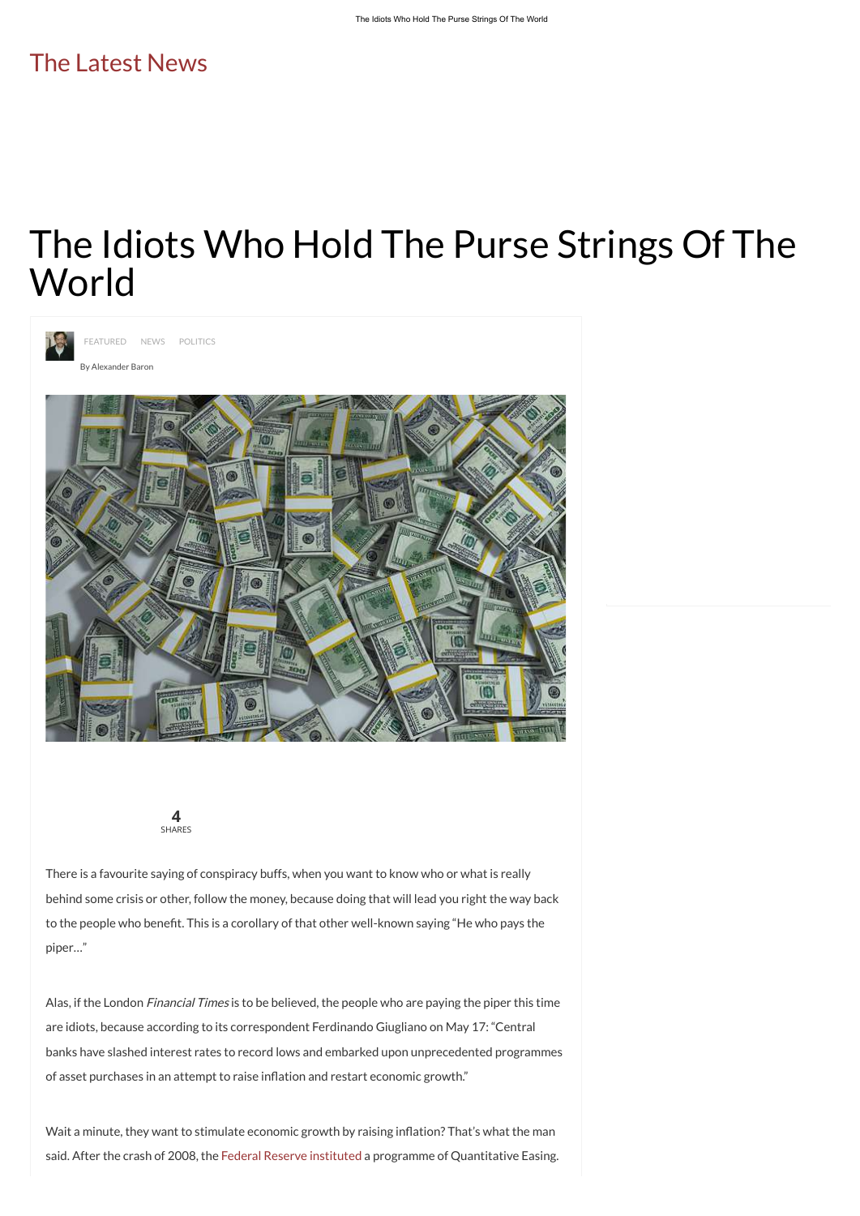The Latest News

# The Idiots Who Hold The Purse Strings Of The World

FEATURED NEWS POLITICS

By Alexander Baron

4
SHARES

There is a favourite saying of conspiracy buffs, when you want to know who or what is really behind some crisis or other, follow the money, because doing that will lead you right the way back to the people who benefit. This is a corollary of that other well-known saying "He who pays the piper…"

Alas, if the London *Financial Times* is to be believed, the people who are paying the piper this time are idiots, because according to its correspondent Ferdinando Giugliano on May 17: "Central banks have slashed interest rates to record lows and embarked upon unprecedented programmes of asset purchases in an attempt to raise inflation and restart economic growth."

Wait a minute, they want to stimulate economic growth by raising inflation? That's what the man said. After the crash of 2008, the Federal Reserve instituted a programme of Quantitative Easing.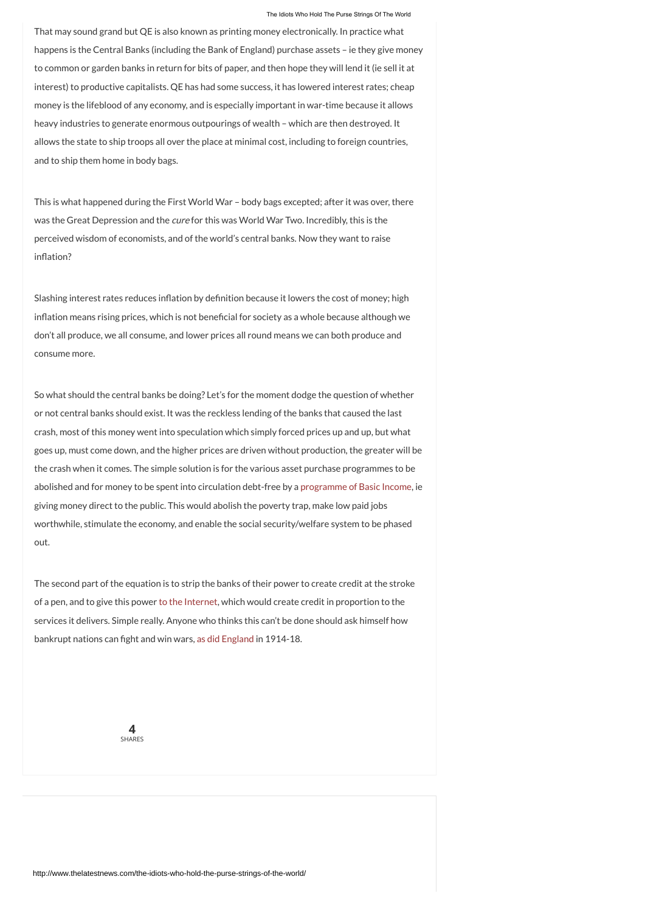That may sound grand but QE is also known as printing money electronically. In practice what happens is the Central Banks (including the Bank of England) purchase assets – ie they give money to common or garden banks in return for bits of paper, and then hope they will lend it (ie sell it at interest) to productive capitalists. QE has had some success, it has lowered interest rates; cheap money is the lifeblood of any economy, and is especially important in war-time because it allows heavy industries to generate enormous outpourings of wealth – which are then destroyed. It allows the state to ship troops all over the place at minimal cost, including to foreign countries, and to ship them home in body bags.

This is what happened during the First World War – body bags excepted; after it was over, there was the Great Depression and the *cure* for this was World War Two. Incredibly, this is the perceived wisdom of economists, and of the world's central banks. Now they want to raise inflation?

Slashing interest rates reduces inflation by definition because it lowers the cost of money; high inflation means rising prices, which is not beneficial for society as a whole because although we don't all produce, we all consume, and lower prices all round means we can both produce and consume more.

So what should the central banks be doing? Let's for the moment dodge the question of whether or not central banks should exist. It was the reckless lending of the banks that caused the last crash, most of this money went into speculation which simply forced prices up and up, but what goes up, must come down, and the higher prices are driven without production, the greater will be the crash when it comes. The simple solution is for the various asset purchase programmes to be abolished and for money to be spent into circulation debt-free by a programme of Basic Income, ie giving money direct to the public. This would abolish the poverty trap, make low paid jobs worthwhile, stimulate the economy, and enable the social security/welfare system to be phased out.

The second part of the equation is to strip the banks of their power to create credit at the stroke of a pen, and to give this power to the Internet, which would create credit in proportion to the services it delivers. Simple really. Anyone who thinks this can't be done should ask himself how bankrupt nations can fight and win wars, as did England in 1914-18.

4
SHARES